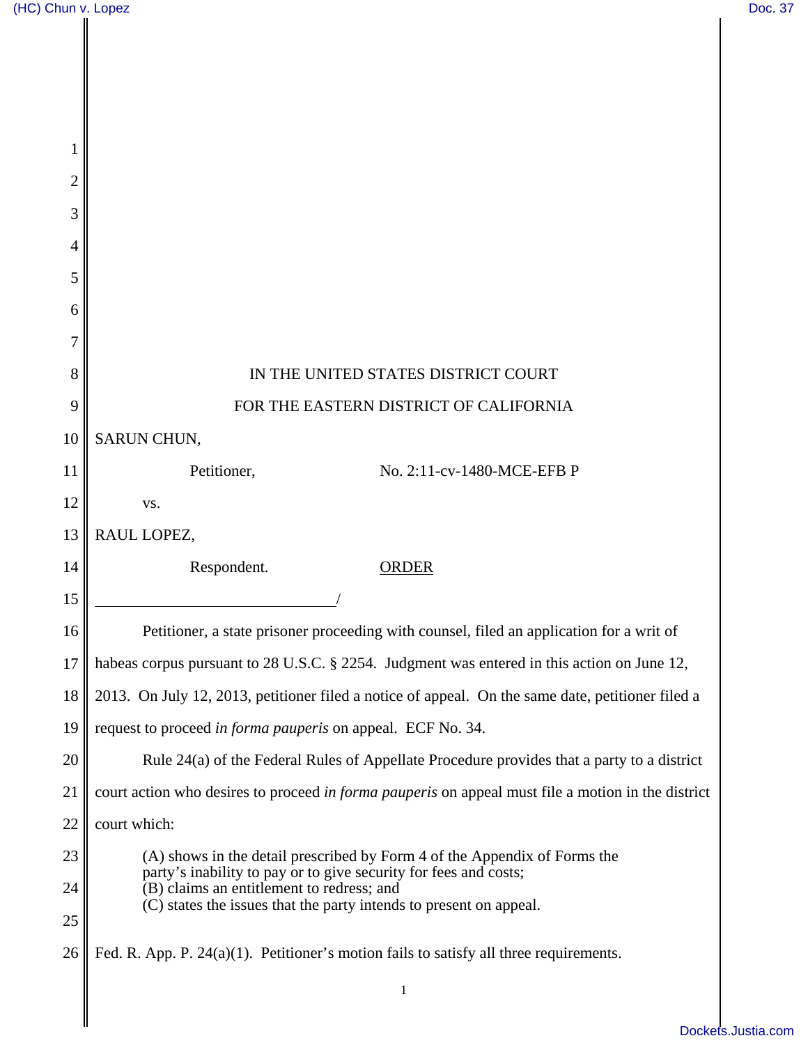IN THE UNITED STATES DISTRICT COURT

FOR THE EASTERN DISTRICT OF CALIFORNIA

SARUN CHUN,

Petitioner, No. 2:11-cv-1480-MCE-EFB P

vs.

RAUL LOPEZ,

Respondent. ORDER

/

Petitioner, a state prisoner proceeding with counsel, filed an application for a writ of habeas corpus pursuant to 28 U.S.C. § 2254. Judgment was entered in this action on June 12, 2013. On July 12, 2013, petitioner filed a notice of appeal. On the same date, petitioner filed a request to proceed *in forma pauperis* on appeal. ECF No. 34.

Rule 24(a) of the Federal Rules of Appellate Procedure provides that a party to a district court action who desires to proceed *in forma pauperis* on appeal must file a motion in the district court which:

> (A) shows in the detail prescribed by Form 4 of the Appendix of Forms the party's inability to pay or to give security for fees and costs;
> (B) claims an entitlement to redress; and
> (C) states the issues that the party intends to present on appeal.

Fed. R. App. P. 24(a)(1). Petitioner's motion fails to satisfy all three requirements.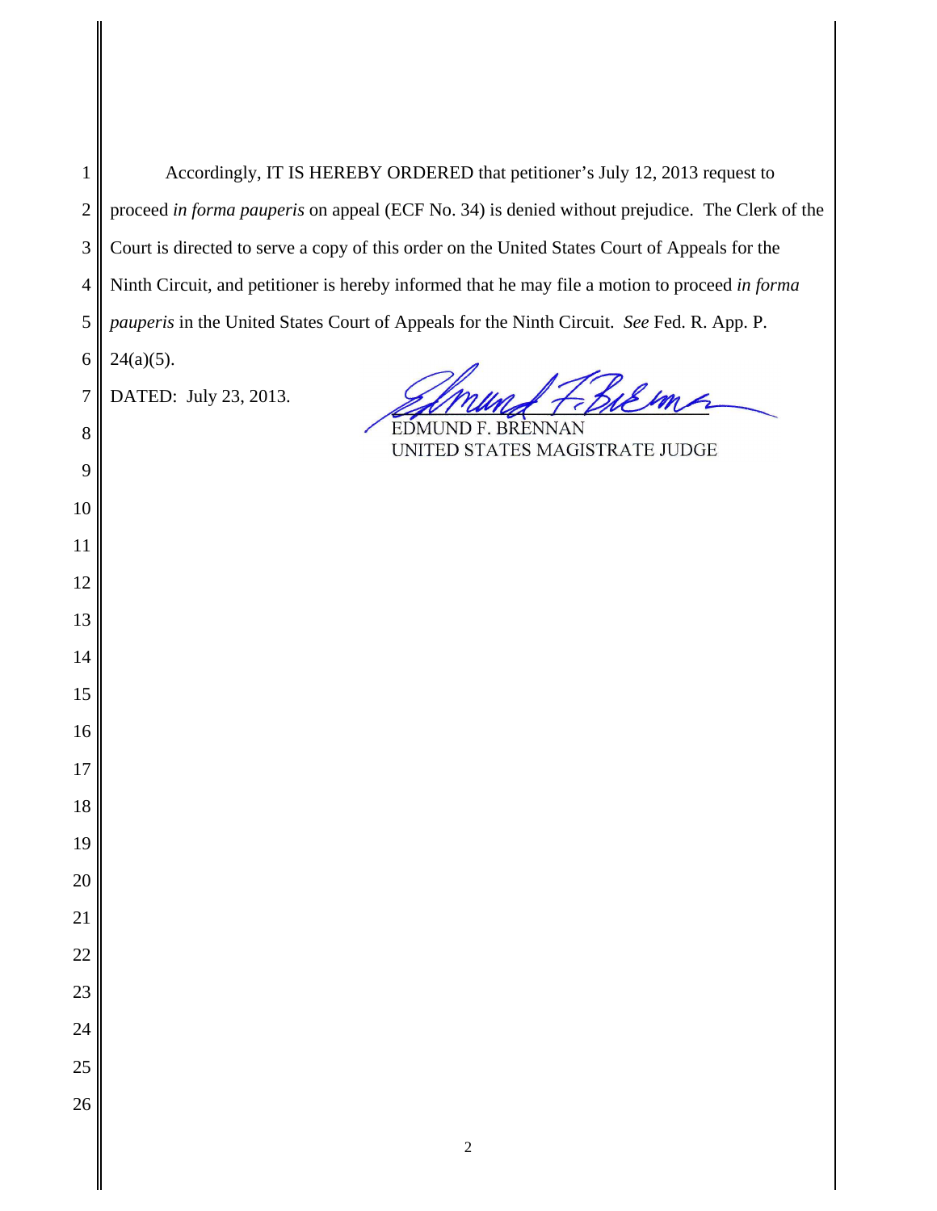Accordingly, IT IS HEREBY ORDERED that petitioner's July 12, 2013 request to proceed *in forma pauperis* on appeal (ECF No. 34) is denied without prejudice. The Clerk of the Court is directed to serve a copy of this order on the United States Court of Appeals for the Ninth Circuit, and petitioner is hereby informed that he may file a motion to proceed *in forma pauperis* in the United States Court of Appeals for the Ninth Circuit. *See* Fed. R. App. P. 24(a)(5).

DATED: July 23, 2013.

EDMUND F. BRENNAN
UNITED STATES MAGISTRATE JUDGE